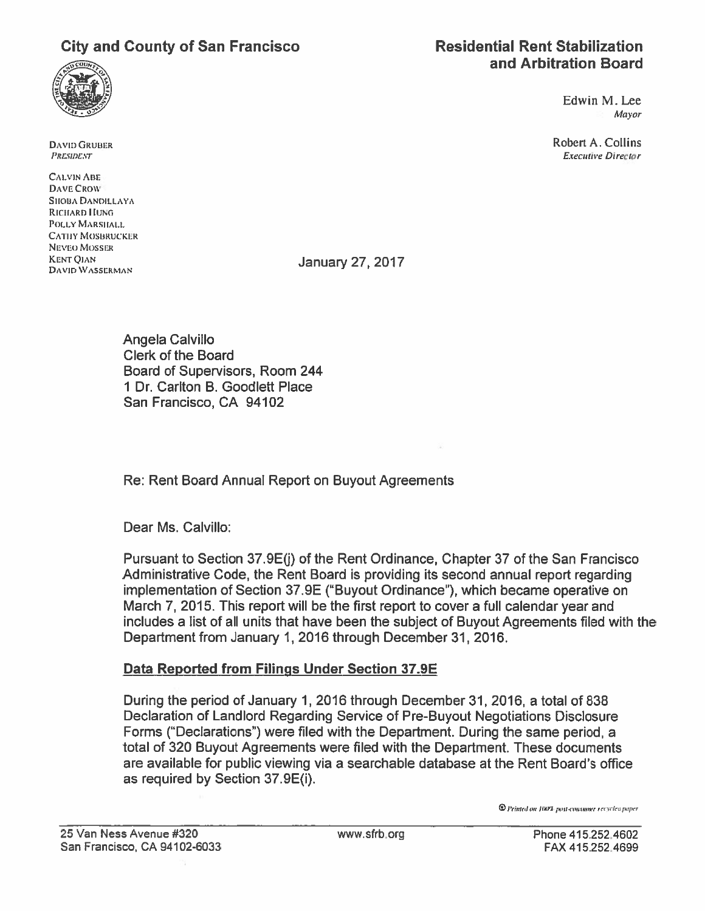**City and County of San Francisco**

**Residential Rent Stabilization and Arbitration Board**

Edwin M. Lee
*Mayor*

Robert A. Collins
*Executive Director*

DAVID GRUBER
*PRESIDENT*

CALVIN ABE
DAVE CROW
SHOBA DANDILLAYA
RICHARD HUNG
POLLY MARSHALL
CATHY MOSBRUCKER
NEVEO MOSSER
KENT QIAN
DAVID WASSERMAN

January 27, 2017

Angela Calvillo
Clerk of the Board
Board of Supervisors, Room 244
1 Dr. Carlton B. Goodlett Place
San Francisco, CA 94102

Re: Rent Board Annual Report on Buyout Agreements

Dear Ms. Calvillo:

Pursuant to Section 37.9E(j) of the Rent Ordinance, Chapter 37 of the San Francisco Administrative Code, the Rent Board is providing its second annual report regarding implementation of Section 37.9E ("Buyout Ordinance"), which became operative on March 7, 2015. This report will be the first report to cover a full calendar year and includes a list of all units that have been the subject of Buyout Agreements filed with the Department from January 1, 2016 through December 31, 2016.

**Data Reported from Filings Under Section 37.9E**

During the period of January 1, 2016 through December 31, 2016, a total of 838 Declaration of Landlord Regarding Service of Pre-Buyout Negotiations Disclosure Forms ("Declarations") were filed with the Department. During the same period, a total of 320 Buyout Agreements were filed with the Department. These documents are available for public viewing via a searchable database at the Rent Board's office as required by Section 37.9E(i).

*Printed on 100% post-consumer recycled paper*

25 Van Ness Avenue #320
San Francisco, CA 94102-6033

www.sfrb.org

Phone 415.252.4602
FAX 415.252.4699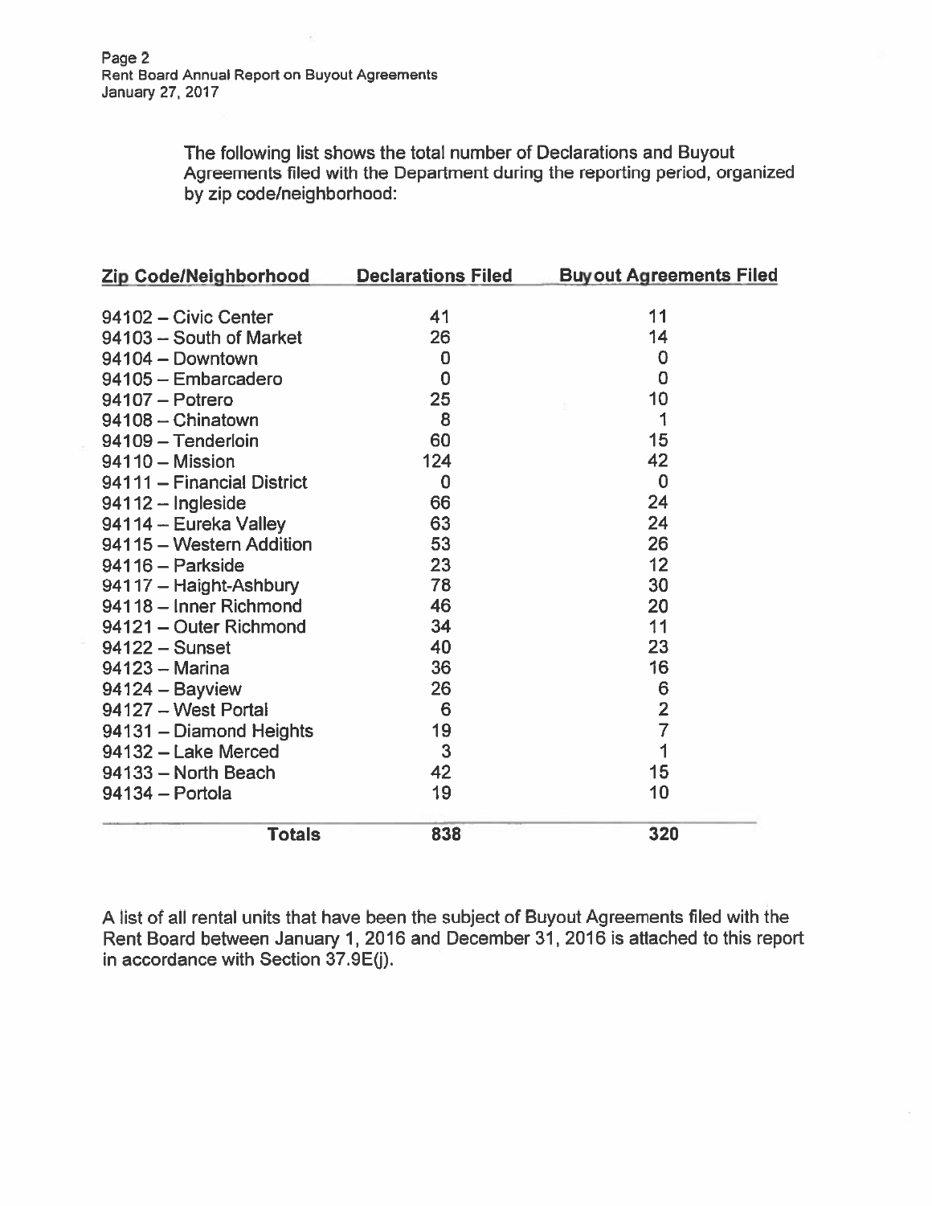The following list shows the total number of Declarations and Buyout Agreements filed with the Department during the reporting period, organized by zip code/neighborhood:

| Zip Code/Neighborhood | Declarations Filed | Buyout Agreements Filed |
|---|---|---|
| 94102 – Civic Center | 41 | 11 |
| 94103 – South of Market | 26 | 14 |
| 94104 – Downtown | 0 | 0 |
| 94105 – Embarcadero | 0 | 0 |
| 94107 – Potrero | 25 | 10 |
| 94108 – Chinatown | 8 | 1 |
| 94109 – Tenderloin | 60 | 15 |
| 94110 – Mission | 124 | 42 |
| 94111 – Financial District | 0 | 0 |
| 94112 – Ingleside | 66 | 24 |
| 94114 – Eureka Valley | 63 | 24 |
| 94115 – Western Addition | 53 | 26 |
| 94116 – Parkside | 23 | 12 |
| 94117 – Haight-Ashbury | 78 | 30 |
| 94118 – Inner Richmond | 46 | 20 |
| 94121 – Outer Richmond | 34 | 11 |
| 94122 – Sunset | 40 | 23 |
| 94123 – Marina | 36 | 16 |
| 94124 – Bayview | 26 | 6 |
| 94127 – West Portal | 6 | 2 |
| 94131 – Diamond Heights | 19 | 7 |
| 94132 – Lake Merced | 3 | 1 |
| 94133 – North Beach | 42 | 15 |
| 94134 – Portola | 19 | 10 |
| **Totals** | **838** | **320** |

A list of all rental units that have been the subject of Buyout Agreements filed with the Rent Board between January 1, 2016 and December 31, 2016 is attached to this report in accordance with Section 37.9E(j).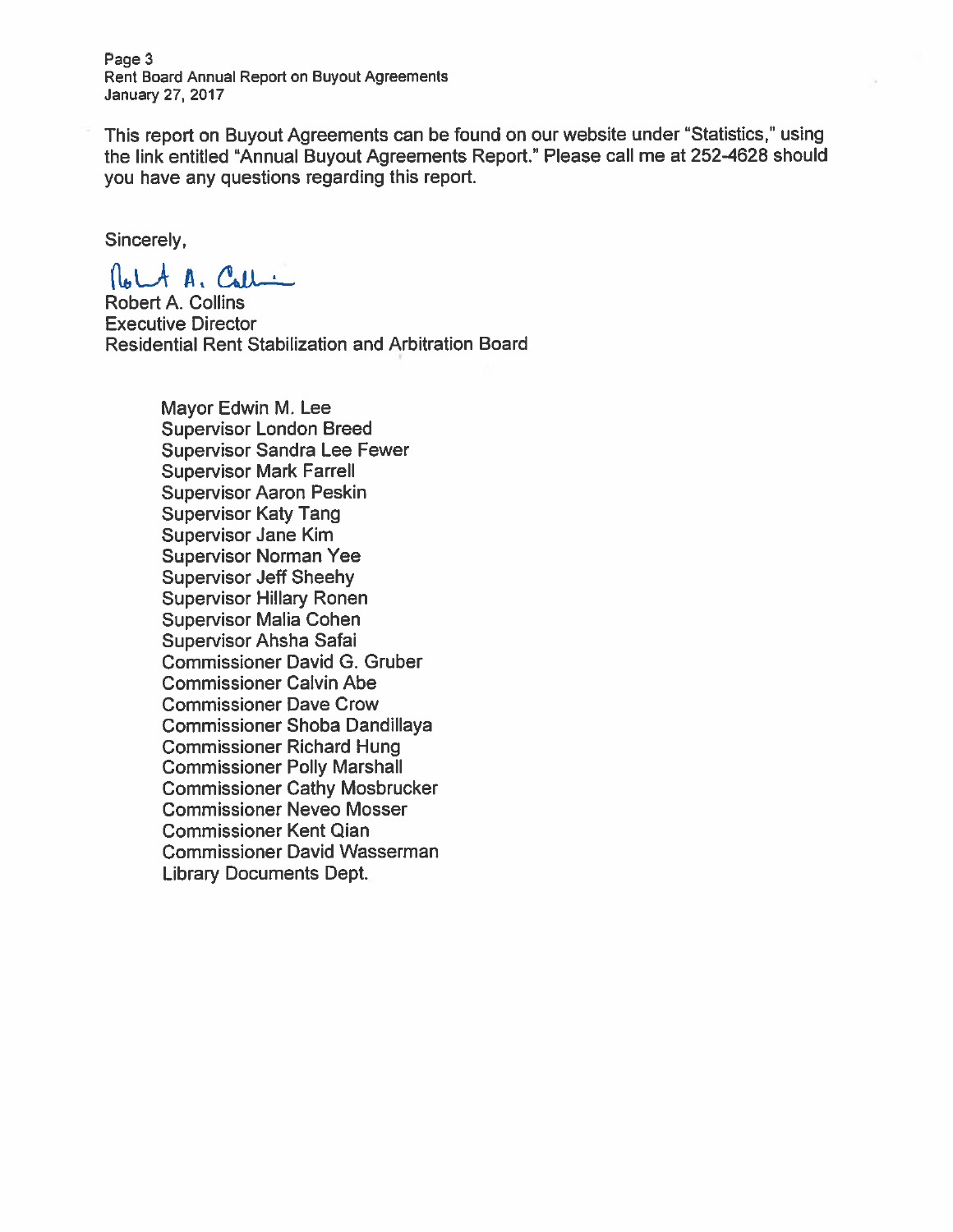This report on Buyout Agreements can be found on our website under "Statistics," using the link entitled "Annual Buyout Agreements Report." Please call me at 252-4628 should you have any questions regarding this report.

Sincerely,

Robert A. Collins
Executive Director
Residential Rent Stabilization and Arbitration Board

Mayor Edwin M. Lee
Supervisor London Breed
Supervisor Sandra Lee Fewer
Supervisor Mark Farrell
Supervisor Aaron Peskin
Supervisor Katy Tang
Supervisor Jane Kim
Supervisor Norman Yee
Supervisor Jeff Sheehy
Supervisor Hillary Ronen
Supervisor Malia Cohen
Supervisor Ahsha Safai
Commissioner David G. Gruber
Commissioner Calvin Abe
Commissioner Dave Crow
Commissioner Shoba Dandillaya
Commissioner Richard Hung
Commissioner Polly Marshall
Commissioner Cathy Mosbrucker
Commissioner Neveo Mosser
Commissioner Kent Qian
Commissioner David Wasserman
Library Documents Dept.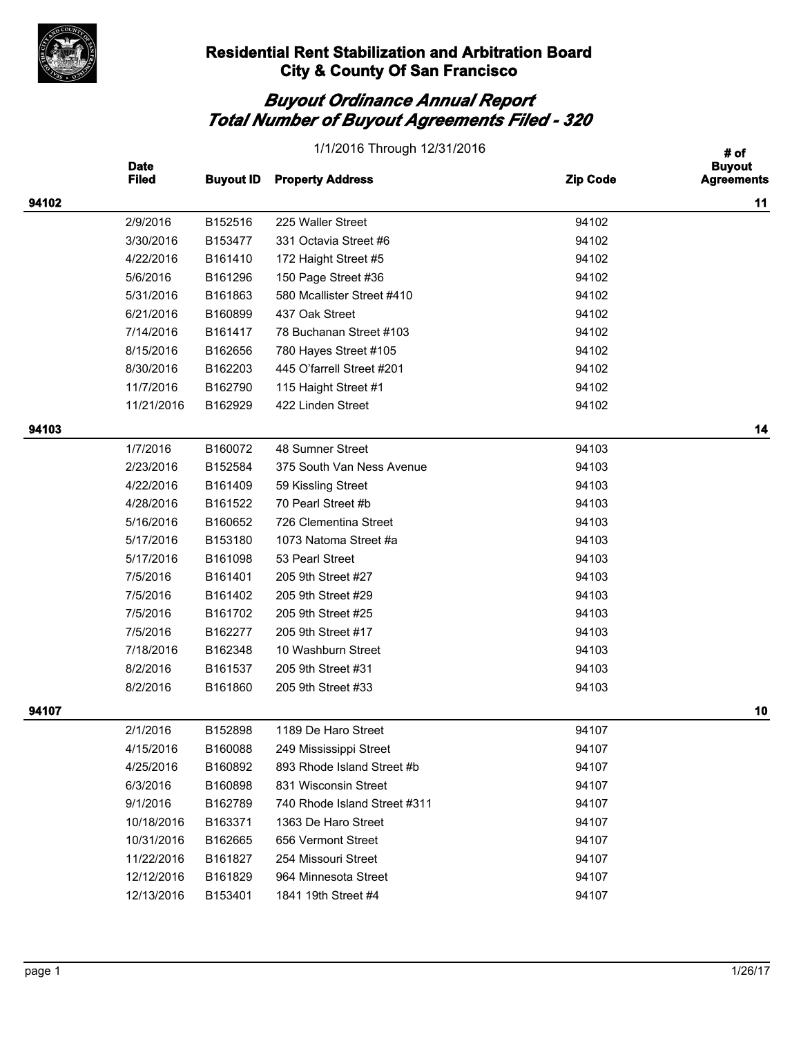**Residential Rent Stabilization and Arbitration Board**
**City & County Of San Francisco**

# *Buyout Ordinance Annual Report*
## *Total Number of Buyout Agreements Filed - 320*

1/1/2016 Through 12/31/2016

| | Date Filed | Buyout ID | Property Address | Zip Code | # of Buyout Agreements |
|---|---|---|---|---|---|
| **94102** | | | | | **11** |
| | 2/9/2016 | B152516 | 225 Waller Street | 94102 | |
| | 3/30/2016 | B153477 | 331 Octavia Street #6 | 94102 | |
| | 4/22/2016 | B161410 | 172 Haight Street #5 | 94102 | |
| | 5/6/2016 | B161296 | 150 Page Street #36 | 94102 | |
| | 5/31/2016 | B161863 | 580 Mcallister Street #410 | 94102 | |
| | 6/21/2016 | B160899 | 437 Oak Street | 94102 | |
| | 7/14/2016 | B161417 | 78 Buchanan Street #103 | 94102 | |
| | 8/15/2016 | B162656 | 780 Hayes Street #105 | 94102 | |
| | 8/30/2016 | B162203 | 445 O'farrell Street #201 | 94102 | |
| | 11/7/2016 | B162790 | 115 Haight Street #1 | 94102 | |
| | 11/21/2016 | B162929 | 422 Linden Street | 94102 | |
| **94103** | | | | | **14** |
| | 1/7/2016 | B160072 | 48 Sumner Street | 94103 | |
| | 2/23/2016 | B152584 | 375 South Van Ness Avenue | 94103 | |
| | 4/22/2016 | B161409 | 59 Kissling Street | 94103 | |
| | 4/28/2016 | B161522 | 70 Pearl Street #b | 94103 | |
| | 5/16/2016 | B160652 | 726 Clementina Street | 94103 | |
| | 5/17/2016 | B153180 | 1073 Natoma Street #a | 94103 | |
| | 5/17/2016 | B161098 | 53 Pearl Street | 94103 | |
| | 7/5/2016 | B161401 | 205 9th Street #27 | 94103 | |
| | 7/5/2016 | B161402 | 205 9th Street #29 | 94103 | |
| | 7/5/2016 | B161702 | 205 9th Street #25 | 94103 | |
| | 7/5/2016 | B162277 | 205 9th Street #17 | 94103 | |
| | 7/18/2016 | B162348 | 10 Washburn Street | 94103 | |
| | 8/2/2016 | B161537 | 205 9th Street #31 | 94103 | |
| | 8/2/2016 | B161860 | 205 9th Street #33 | 94103 | |
| **94107** | | | | | **10** |
| | 2/1/2016 | B152898 | 1189 De Haro Street | 94107 | |
| | 4/15/2016 | B160088 | 249 Mississippi Street | 94107 | |
| | 4/25/2016 | B160892 | 893 Rhode Island Street #b | 94107 | |
| | 6/3/2016 | B160898 | 831 Wisconsin Street | 94107 | |
| | 9/1/2016 | B162789 | 740 Rhode Island Street #311 | 94107 | |
| | 10/18/2016 | B163371 | 1363 De Haro Street | 94107 | |
| | 10/31/2016 | B162665 | 656 Vermont Street | 94107 | |
| | 11/22/2016 | B161827 | 254 Missouri Street | 94107 | |
| | 12/12/2016 | B161829 | 964 Minnesota Street | 94107 | |
| | 12/13/2016 | B153401 | 1841 19th Street #4 | 94107 | |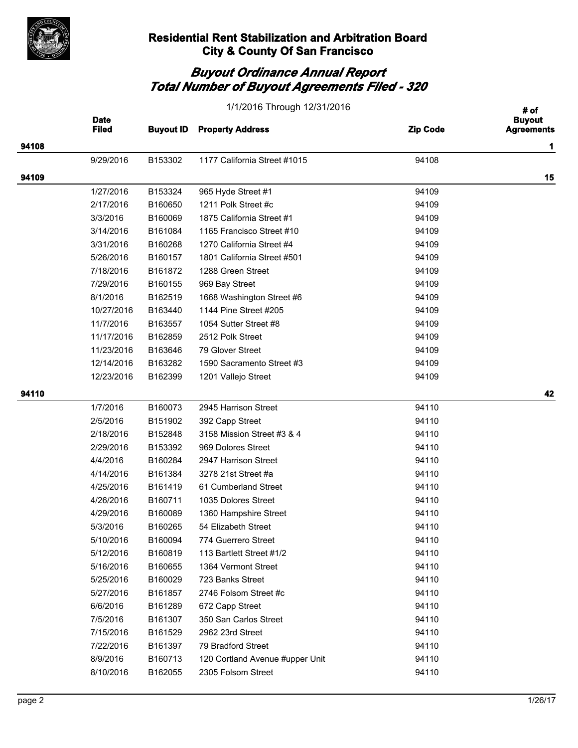## Residential Rent Stabilization and Arbitration Board
## City & County Of San Francisco

### *Buyout Ordinance Annual Report*
### *Total Number of Buyout Agreements Filed - 320*

1/1/2016 Through 12/31/2016

| | Date Filed | Buyout ID | Property Address | Zip Code | # of Buyout Agreements |
|---|---|---|---|---|---|
| **94108** | | | | | **1** |
| | 9/29/2016 | B153302 | 1177 California Street #1015 | 94108 | |
| **94109** | | | | | **15** |
| | 1/27/2016 | B153324 | 965 Hyde Street #1 | 94109 | |
| | 2/17/2016 | B160650 | 1211 Polk Street #c | 94109 | |
| | 3/3/2016 | B160069 | 1875 California Street #1 | 94109 | |
| | 3/14/2016 | B161084 | 1165 Francisco Street #10 | 94109 | |
| | 3/31/2016 | B160268 | 1270 California Street #4 | 94109 | |
| | 5/26/2016 | B160157 | 1801 California Street #501 | 94109 | |
| | 7/18/2016 | B161872 | 1288 Green Street | 94109 | |
| | 7/29/2016 | B160155 | 969 Bay Street | 94109 | |
| | 8/1/2016 | B162519 | 1668 Washington Street #6 | 94109 | |
| | 10/27/2016 | B163440 | 1144 Pine Street #205 | 94109 | |
| | 11/7/2016 | B163557 | 1054 Sutter Street #8 | 94109 | |
| | 11/17/2016 | B162859 | 2512 Polk Street | 94109 | |
| | 11/23/2016 | B163646 | 79 Glover Street | 94109 | |
| | 12/14/2016 | B163282 | 1590 Sacramento Street #3 | 94109 | |
| | 12/23/2016 | B162399 | 1201 Vallejo Street | 94109 | |
| **94110** | | | | | **42** |
| | 1/7/2016 | B160073 | 2945 Harrison Street | 94110 | |
| | 2/5/2016 | B151902 | 392 Capp Street | 94110 | |
| | 2/18/2016 | B152848 | 3158 Mission Street #3 & 4 | 94110 | |
| | 2/29/2016 | B153392 | 969 Dolores Street | 94110 | |
| | 4/4/2016 | B160284 | 2947 Harrison Street | 94110 | |
| | 4/14/2016 | B161384 | 3278 21st Street #a | 94110 | |
| | 4/25/2016 | B161419 | 61 Cumberland Street | 94110 | |
| | 4/26/2016 | B160711 | 1035 Dolores Street | 94110 | |
| | 4/29/2016 | B160089 | 1360 Hampshire Street | 94110 | |
| | 5/3/2016 | B160265 | 54 Elizabeth Street | 94110 | |
| | 5/10/2016 | B160094 | 774 Guerrero Street | 94110 | |
| | 5/12/2016 | B160819 | 113 Bartlett Street #1/2 | 94110 | |
| | 5/16/2016 | B160655 | 1364 Vermont Street | 94110 | |
| | 5/25/2016 | B160029 | 723 Banks Street | 94110 | |
| | 5/27/2016 | B161857 | 2746 Folsom Street #c | 94110 | |
| | 6/6/2016 | B161289 | 672 Capp Street | 94110 | |
| | 7/5/2016 | B161307 | 350 San Carlos Street | 94110 | |
| | 7/15/2016 | B161529 | 2962 23rd Street | 94110 | |
| | 7/22/2016 | B161397 | 79 Bradford Street | 94110 | |
| | 8/9/2016 | B160713 | 120 Cortland Avenue #upper Unit | 94110 | |
| | 8/10/2016 | B162055 | 2305 Folsom Street | 94110 | |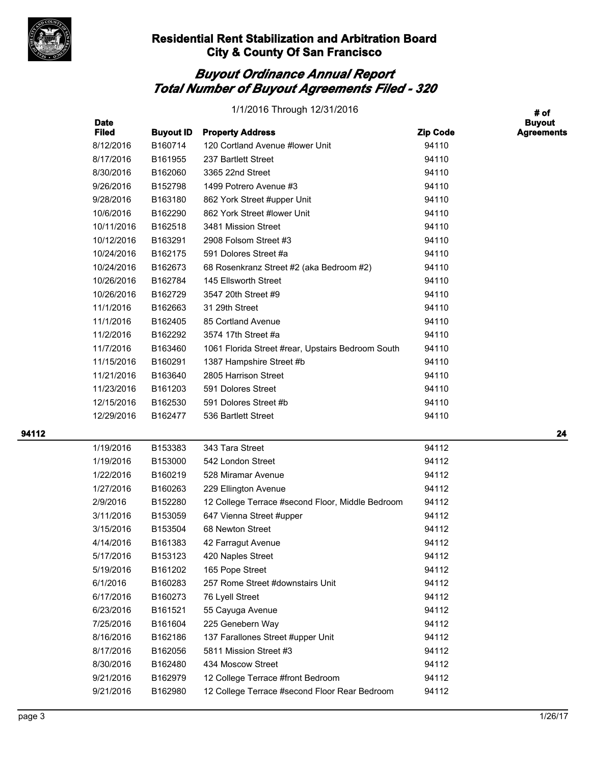# Residential Rent Stabilization and Arbitration Board
# City & County Of San Francisco

## *Buyout Ordinance Annual Report*
## *Total Number of Buyout Agreements Filed - 320*

1/1/2016 Through 12/31/2016

| | Date Filed | Buyout ID | Property Address | Zip Code | # of Buyout Agreements |
|---|---|---|---|---|---|
| | 8/12/2016 | B160714 | 120 Cortland Avenue #lower Unit | 94110 | |
| | 8/17/2016 | B161955 | 237 Bartlett Street | 94110 | |
| | 8/30/2016 | B162060 | 3365 22nd Street | 94110 | |
| | 9/26/2016 | B152798 | 1499 Potrero Avenue #3 | 94110 | |
| | 9/28/2016 | B163180 | 862 York Street #upper Unit | 94110 | |
| | 10/6/2016 | B162290 | 862 York Street #lower Unit | 94110 | |
| | 10/11/2016 | B162518 | 3481 Mission Street | 94110 | |
| | 10/12/2016 | B163291 | 2908 Folsom Street #3 | 94110 | |
| | 10/24/2016 | B162175 | 591 Dolores Street #a | 94110 | |
| | 10/24/2016 | B162673 | 68 Rosenkranz Street #2 (aka Bedroom #2) | 94110 | |
| | 10/26/2016 | B162784 | 145 Ellsworth Street | 94110 | |
| | 10/26/2016 | B162729 | 3547 20th Street #9 | 94110 | |
| | 11/1/2016 | B162663 | 31 29th Street | 94110 | |
| | 11/1/2016 | B162405 | 85 Cortland Avenue | 94110 | |
| | 11/2/2016 | B162292 | 3574 17th Street #a | 94110 | |
| | 11/7/2016 | B163460 | 1061 Florida Street #rear, Upstairs Bedroom South | 94110 | |
| | 11/15/2016 | B160291 | 1387 Hampshire Street #b | 94110 | |
| | 11/21/2016 | B163640 | 2805 Harrison Street | 94110 | |
| | 11/23/2016 | B161203 | 591 Dolores Street | 94110 | |
| | 12/15/2016 | B162530 | 591 Dolores Street #b | 94110 | |
| | 12/29/2016 | B162477 | 536 Bartlett Street | 94110 | |
| **94112** | | | | | **24** |
| | 1/19/2016 | B153383 | 343 Tara Street | 94112 | |
| | 1/19/2016 | B153000 | 542 London Street | 94112 | |
| | 1/22/2016 | B160219 | 528 Miramar Avenue | 94112 | |
| | 1/27/2016 | B160263 | 229 Ellington Avenue | 94112 | |
| | 2/9/2016 | B152280 | 12 College Terrace #second Floor, Middle Bedroom | 94112 | |
| | 3/11/2016 | B153059 | 647 Vienna Street #upper | 94112 | |
| | 3/15/2016 | B153504 | 68 Newton Street | 94112 | |
| | 4/14/2016 | B161383 | 42 Farragut Avenue | 94112 | |
| | 5/17/2016 | B153123 | 420 Naples Street | 94112 | |
| | 5/19/2016 | B161202 | 165 Pope Street | 94112 | |
| | 6/1/2016 | B160283 | 257 Rome Street #downstairs Unit | 94112 | |
| | 6/17/2016 | B160273 | 76 Lyell Street | 94112 | |
| | 6/23/2016 | B161521 | 55 Cayuga Avenue | 94112 | |
| | 7/25/2016 | B161604 | 225 Genebern Way | 94112 | |
| | 8/16/2016 | B162186 | 137 Farallones Street #upper Unit | 94112 | |
| | 8/17/2016 | B162056 | 5811 Mission Street #3 | 94112 | |
| | 8/30/2016 | B162480 | 434 Moscow Street | 94112 | |
| | 9/21/2016 | B162979 | 12 College Terrace #front Bedroom | 94112 | |
| | 9/21/2016 | B162980 | 12 College Terrace #second Floor Rear Bedroom | 94112 | |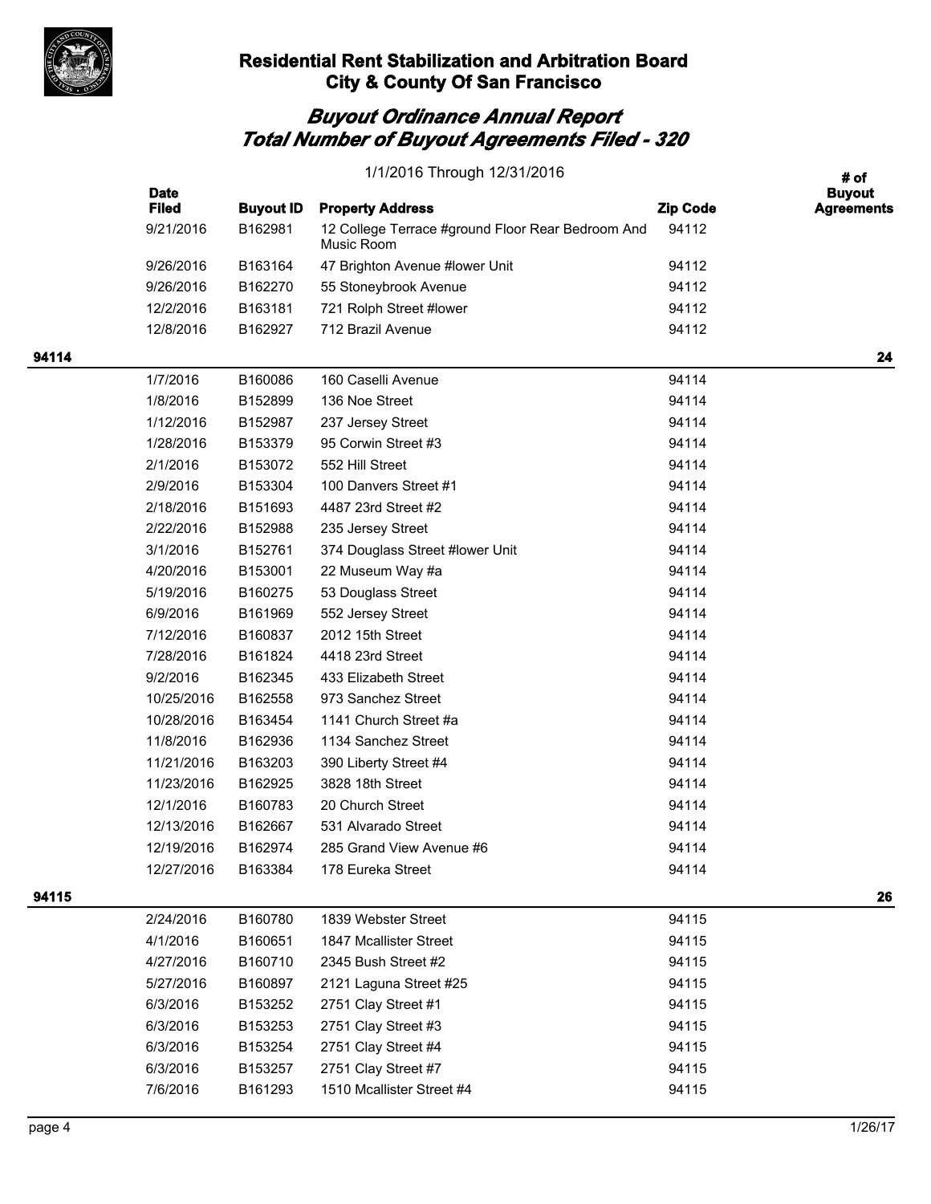## Residential Rent Stabilization and Arbitration Board
## City & County Of San Francisco

# *Buyout Ordinance Annual Report*
# *Total Number of Buyout Agreements Filed - 320*

1/1/2016 Through 12/31/2016

| | Date Filed | Buyout ID | Property Address | Zip Code | # of Buyout Agreements |
|---|---|---|---|---|---|
| | 9/21/2016 | B162981 | 12 College Terrace #ground Floor Rear Bedroom And Music Room | 94112 | |
| | 9/26/2016 | B163164 | 47 Brighton Avenue #lower Unit | 94112 | |
| | 9/26/2016 | B162270 | 55 Stoneybrook Avenue | 94112 | |
| | 12/2/2016 | B163181 | 721 Rolph Street #lower | 94112 | |
| | 12/8/2016 | B162927 | 712 Brazil Avenue | 94112 | |
| **94114** | | | | | **24** |
| | 1/7/2016 | B160086 | 160 Caselli Avenue | 94114 | |
| | 1/8/2016 | B152899 | 136 Noe Street | 94114 | |
| | 1/12/2016 | B152987 | 237 Jersey Street | 94114 | |
| | 1/28/2016 | B153379 | 95 Corwin Street #3 | 94114 | |
| | 2/1/2016 | B153072 | 552 Hill Street | 94114 | |
| | 2/9/2016 | B153304 | 100 Danvers Street #1 | 94114 | |
| | 2/18/2016 | B151693 | 4487 23rd Street #2 | 94114 | |
| | 2/22/2016 | B152988 | 235 Jersey Street | 94114 | |
| | 3/1/2016 | B152761 | 374 Douglass Street #lower Unit | 94114 | |
| | 4/20/2016 | B153001 | 22 Museum Way #a | 94114 | |
| | 5/19/2016 | B160275 | 53 Douglass Street | 94114 | |
| | 6/9/2016 | B161969 | 552 Jersey Street | 94114 | |
| | 7/12/2016 | B160837 | 2012 15th Street | 94114 | |
| | 7/28/2016 | B161824 | 4418 23rd Street | 94114 | |
| | 9/2/2016 | B162345 | 433 Elizabeth Street | 94114 | |
| | 10/25/2016 | B162558 | 973 Sanchez Street | 94114 | |
| | 10/28/2016 | B163454 | 1141 Church Street #a | 94114 | |
| | 11/8/2016 | B162936 | 1134 Sanchez Street | 94114 | |
| | 11/21/2016 | B163203 | 390 Liberty Street #4 | 94114 | |
| | 11/23/2016 | B162925 | 3828 18th Street | 94114 | |
| | 12/1/2016 | B160783 | 20 Church Street | 94114 | |
| | 12/13/2016 | B162667 | 531 Alvarado Street | 94114 | |
| | 12/19/2016 | B162974 | 285 Grand View Avenue #6 | 94114 | |
| | 12/27/2016 | B163384 | 178 Eureka Street | 94114 | |
| **94115** | | | | | **26** |
| | 2/24/2016 | B160780 | 1839 Webster Street | 94115 | |
| | 4/1/2016 | B160651 | 1847 Mcallister Street | 94115 | |
| | 4/27/2016 | B160710 | 2345 Bush Street #2 | 94115 | |
| | 5/27/2016 | B160897 | 2121 Laguna Street #25 | 94115 | |
| | 6/3/2016 | B153252 | 2751 Clay Street #1 | 94115 | |
| | 6/3/2016 | B153253 | 2751 Clay Street #3 | 94115 | |
| | 6/3/2016 | B153254 | 2751 Clay Street #4 | 94115 | |
| | 6/3/2016 | B153257 | 2751 Clay Street #7 | 94115 | |
| | 7/6/2016 | B161293 | 1510 Mcallister Street #4 | 94115 | |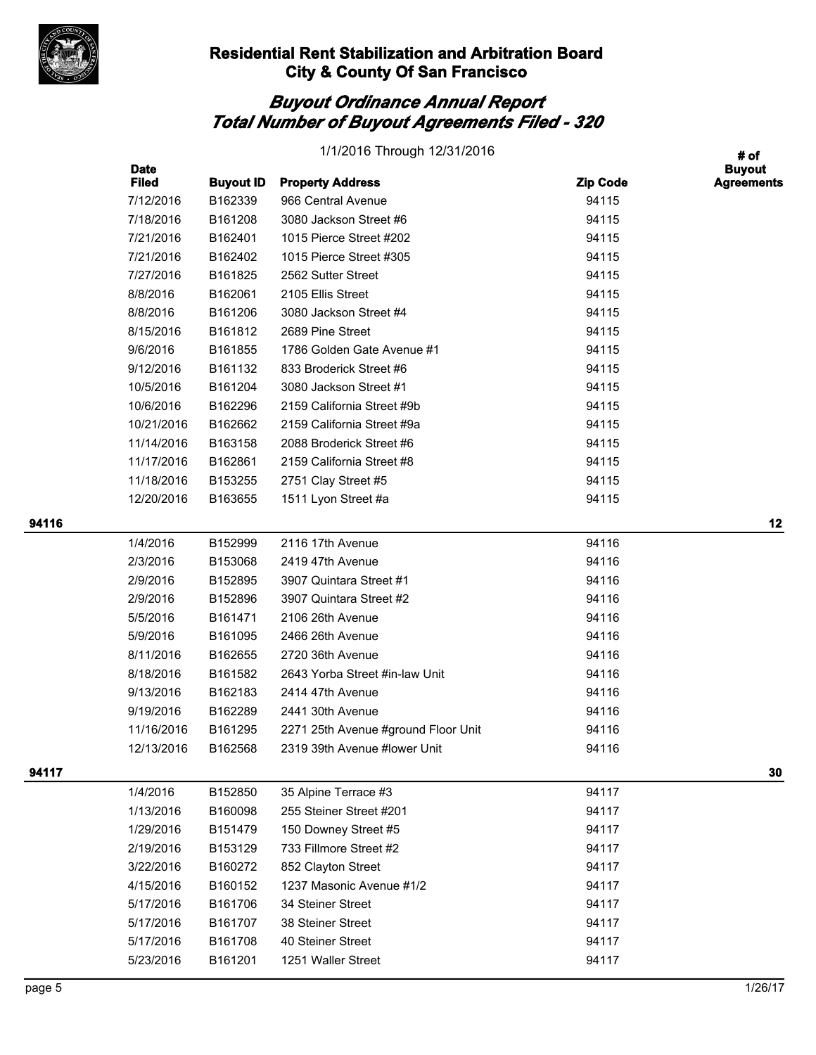**Residential Rent Stabilization and Arbitration Board**
**City & County Of San Francisco**

## *Buyout Ordinance Annual Report*
## *Total Number of Buyout Agreements Filed - 320*

1/1/2016 Through 12/31/2016

| | Date Filed | Buyout ID | Property Address | Zip Code | # of Buyout Agreements |
|---|---|---|---|---|---|
| | 7/12/2016 | B162339 | 966 Central Avenue | 94115 | |
| | 7/18/2016 | B161208 | 3080 Jackson Street #6 | 94115 | |
| | 7/21/2016 | B162401 | 1015 Pierce Street #202 | 94115 | |
| | 7/21/2016 | B162402 | 1015 Pierce Street #305 | 94115 | |
| | 7/27/2016 | B161825 | 2562 Sutter Street | 94115 | |
| | 8/8/2016 | B162061 | 2105 Ellis Street | 94115 | |
| | 8/8/2016 | B161206 | 3080 Jackson Street #4 | 94115 | |
| | 8/15/2016 | B161812 | 2689 Pine Street | 94115 | |
| | 9/6/2016 | B161855 | 1786 Golden Gate Avenue #1 | 94115 | |
| | 9/12/2016 | B161132 | 833 Broderick Street #6 | 94115 | |
| | 10/5/2016 | B161204 | 3080 Jackson Street #1 | 94115 | |
| | 10/6/2016 | B162296 | 2159 California Street #9b | 94115 | |
| | 10/21/2016 | B162662 | 2159 California Street #9a | 94115 | |
| | 11/14/2016 | B163158 | 2088 Broderick Street #6 | 94115 | |
| | 11/17/2016 | B162861 | 2159 California Street #8 | 94115 | |
| | 11/18/2016 | B153255 | 2751 Clay Street #5 | 94115 | |
| | 12/20/2016 | B163655 | 1511 Lyon Street #a | 94115 | |
| **94116** | | | | | **12** |
| | 1/4/2016 | B152999 | 2116 17th Avenue | 94116 | |
| | 2/3/2016 | B153068 | 2419 47th Avenue | 94116 | |
| | 2/9/2016 | B152895 | 3907 Quintara Street #1 | 94116 | |
| | 2/9/2016 | B152896 | 3907 Quintara Street #2 | 94116 | |
| | 5/5/2016 | B161471 | 2106 26th Avenue | 94116 | |
| | 5/9/2016 | B161095 | 2466 26th Avenue | 94116 | |
| | 8/11/2016 | B162655 | 2720 36th Avenue | 94116 | |
| | 8/18/2016 | B161582 | 2643 Yorba Street #in-law Unit | 94116 | |
| | 9/13/2016 | B162183 | 2414 47th Avenue | 94116 | |
| | 9/19/2016 | B162289 | 2441 30th Avenue | 94116 | |
| | 11/16/2016 | B161295 | 2271 25th Avenue #ground Floor Unit | 94116 | |
| | 12/13/2016 | B162568 | 2319 39th Avenue #lower Unit | 94116 | |
| **94117** | | | | | **30** |
| | 1/4/2016 | B152850 | 35 Alpine Terrace #3 | 94117 | |
| | 1/13/2016 | B160098 | 255 Steiner Street #201 | 94117 | |
| | 1/29/2016 | B151479 | 150 Downey Street #5 | 94117 | |
| | 2/19/2016 | B153129 | 733 Fillmore Street #2 | 94117 | |
| | 3/22/2016 | B160272 | 852 Clayton Street | 94117 | |
| | 4/15/2016 | B160152 | 1237 Masonic Avenue #1/2 | 94117 | |
| | 5/17/2016 | B161706 | 34 Steiner Street | 94117 | |
| | 5/17/2016 | B161707 | 38 Steiner Street | 94117 | |
| | 5/17/2016 | B161708 | 40 Steiner Street | 94117 | |
| | 5/23/2016 | B161201 | 1251 Waller Street | 94117 | |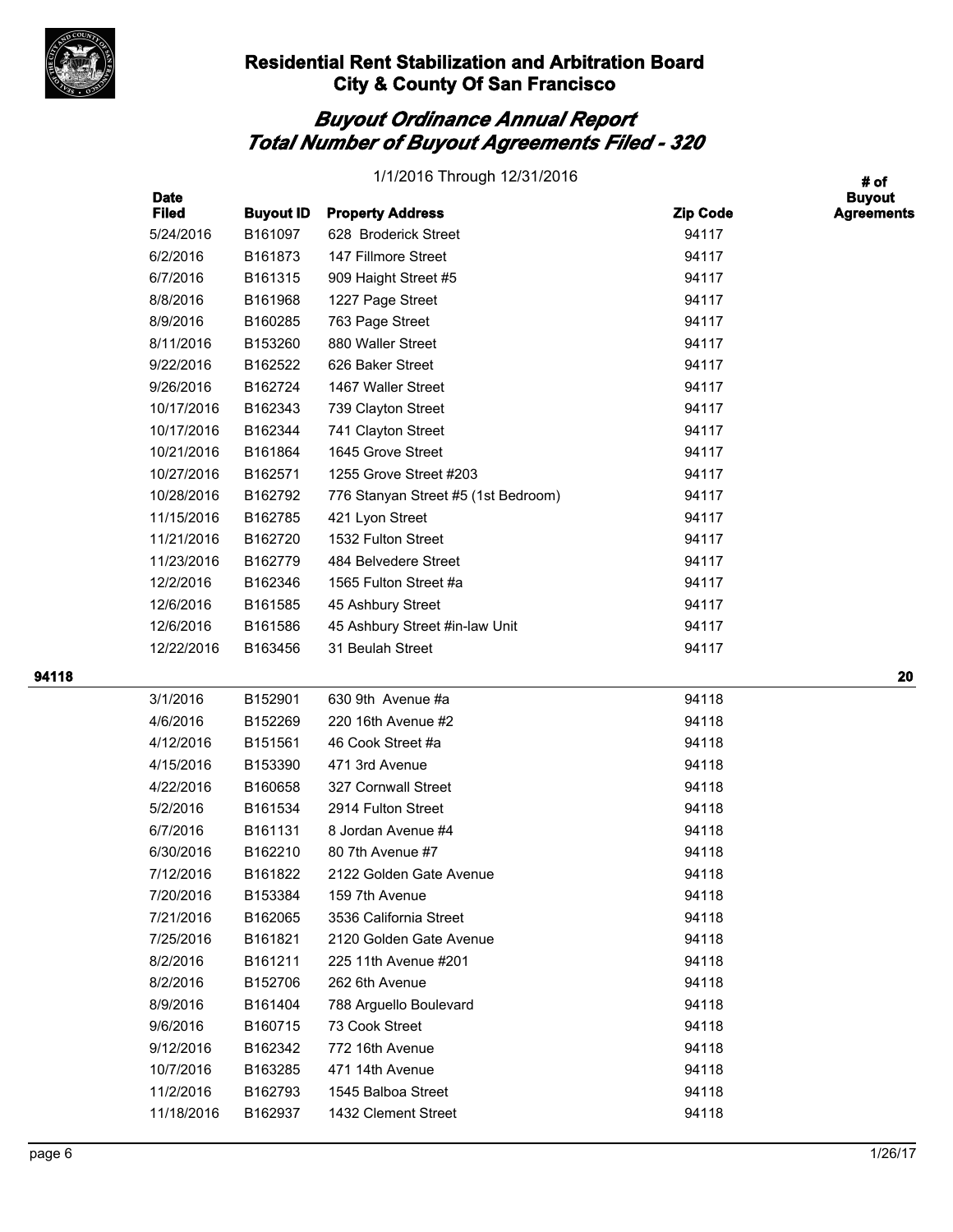## Residential Rent Stabilization and Arbitration Board
## City & County Of San Francisco

# *Buyout Ordinance Annual Report*
# *Total Number of Buyout Agreements Filed - 320*

1/1/2016 Through 12/31/2016

| | Date Filed | Buyout ID | Property Address | Zip Code | # of Buyout Agreements |
|---|---|---|---|---|---|
| | 5/24/2016 | B161097 | 628 Broderick Street | 94117 | |
| | 6/2/2016 | B161873 | 147 Fillmore Street | 94117 | |
| | 6/7/2016 | B161315 | 909 Haight Street #5 | 94117 | |
| | 8/8/2016 | B161968 | 1227 Page Street | 94117 | |
| | 8/9/2016 | B160285 | 763 Page Street | 94117 | |
| | 8/11/2016 | B153260 | 880 Waller Street | 94117 | |
| | 9/22/2016 | B162522 | 626 Baker Street | 94117 | |
| | 9/26/2016 | B162724 | 1467 Waller Street | 94117 | |
| | 10/17/2016 | B162343 | 739 Clayton Street | 94117 | |
| | 10/17/2016 | B162344 | 741 Clayton Street | 94117 | |
| | 10/21/2016 | B161864 | 1645 Grove Street | 94117 | |
| | 10/27/2016 | B162571 | 1255 Grove Street #203 | 94117 | |
| | 10/28/2016 | B162792 | 776 Stanyan Street #5 (1st Bedroom) | 94117 | |
| | 11/15/2016 | B162785 | 421 Lyon Street | 94117 | |
| | 11/21/2016 | B162720 | 1532 Fulton Street | 94117 | |
| | 11/23/2016 | B162779 | 484 Belvedere Street | 94117 | |
| | 12/2/2016 | B162346 | 1565 Fulton Street #a | 94117 | |
| | 12/6/2016 | B161585 | 45 Ashbury Street | 94117 | |
| | 12/6/2016 | B161586 | 45 Ashbury Street #in-law Unit | 94117 | |
| | 12/22/2016 | B163456 | 31 Beulah Street | 94117 | |
| **94118** | | | | | **20** |
| | 3/1/2016 | B152901 | 630 9th Avenue #a | 94118 | |
| | 4/6/2016 | B152269 | 220 16th Avenue #2 | 94118 | |
| | 4/12/2016 | B151561 | 46 Cook Street #a | 94118 | |
| | 4/15/2016 | B153390 | 471 3rd Avenue | 94118 | |
| | 4/22/2016 | B160658 | 327 Cornwall Street | 94118 | |
| | 5/2/2016 | B161534 | 2914 Fulton Street | 94118 | |
| | 6/7/2016 | B161131 | 8 Jordan Avenue #4 | 94118 | |
| | 6/30/2016 | B162210 | 80 7th Avenue #7 | 94118 | |
| | 7/12/2016 | B161822 | 2122 Golden Gate Avenue | 94118 | |
| | 7/20/2016 | B153384 | 159 7th Avenue | 94118 | |
| | 7/21/2016 | B162065 | 3536 California Street | 94118 | |
| | 7/25/2016 | B161821 | 2120 Golden Gate Avenue | 94118 | |
| | 8/2/2016 | B161211 | 225 11th Avenue #201 | 94118 | |
| | 8/2/2016 | B152706 | 262 6th Avenue | 94118 | |
| | 8/9/2016 | B161404 | 788 Arguello Boulevard | 94118 | |
| | 9/6/2016 | B160715 | 73 Cook Street | 94118 | |
| | 9/12/2016 | B162342 | 772 16th Avenue | 94118 | |
| | 10/7/2016 | B163285 | 471 14th Avenue | 94118 | |
| | 11/2/2016 | B162793 | 1545 Balboa Street | 94118 | |
| | 11/18/2016 | B162937 | 1432 Clement Street | 94118 | |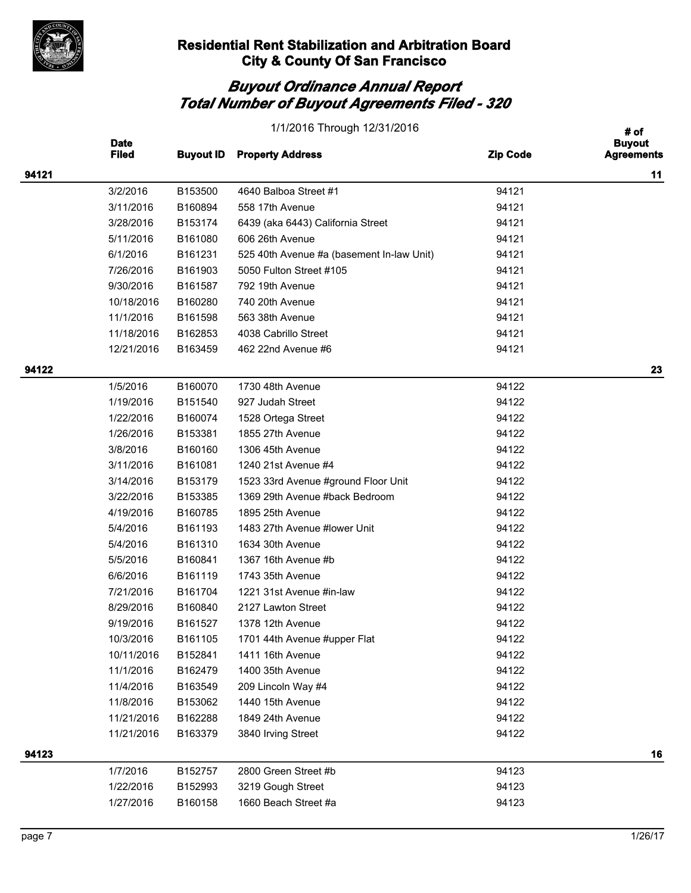## Residential Rent Stabilization and Arbitration Board
## City & County Of San Francisco

# *Buyout Ordinance Annual Report*
# *Total Number of Buyout Agreements Filed - 320*

1/1/2016 Through 12/31/2016

| | Date Filed | Buyout ID | Property Address | Zip Code | # of Buyout Agreements |
|---|---|---|---|---|---|
| **94121** | | | | | **11** |
| | 3/2/2016 | B153500 | 4640 Balboa Street #1 | 94121 | |
| | 3/11/2016 | B160894 | 558 17th Avenue | 94121 | |
| | 3/28/2016 | B153174 | 6439 (aka 6443) California Street | 94121 | |
| | 5/11/2016 | B161080 | 606 26th Avenue | 94121 | |
| | 6/1/2016 | B161231 | 525 40th Avenue #a (basement In-law Unit) | 94121 | |
| | 7/26/2016 | B161903 | 5050 Fulton Street #105 | 94121 | |
| | 9/30/2016 | B161587 | 792 19th Avenue | 94121 | |
| | 10/18/2016 | B160280 | 740 20th Avenue | 94121 | |
| | 11/1/2016 | B161598 | 563 38th Avenue | 94121 | |
| | 11/18/2016 | B162853 | 4038 Cabrillo Street | 94121 | |
| | 12/21/2016 | B163459 | 462 22nd Avenue #6 | 94121 | |
| **94122** | | | | | **23** |
| | 1/5/2016 | B160070 | 1730 48th Avenue | 94122 | |
| | 1/19/2016 | B151540 | 927 Judah Street | 94122 | |
| | 1/22/2016 | B160074 | 1528 Ortega Street | 94122 | |
| | 1/26/2016 | B153381 | 1855 27th Avenue | 94122 | |
| | 3/8/2016 | B160160 | 1306 45th Avenue | 94122 | |
| | 3/11/2016 | B161081 | 1240 21st Avenue #4 | 94122 | |
| | 3/14/2016 | B153179 | 1523 33rd Avenue #ground Floor Unit | 94122 | |
| | 3/22/2016 | B153385 | 1369 29th Avenue #back Bedroom | 94122 | |
| | 4/19/2016 | B160785 | 1895 25th Avenue | 94122 | |
| | 5/4/2016 | B161193 | 1483 27th Avenue #lower Unit | 94122 | |
| | 5/4/2016 | B161310 | 1634 30th Avenue | 94122 | |
| | 5/5/2016 | B160841 | 1367 16th Avenue #b | 94122 | |
| | 6/6/2016 | B161119 | 1743 35th Avenue | 94122 | |
| | 7/21/2016 | B161704 | 1221 31st Avenue #in-law | 94122 | |
| | 8/29/2016 | B160840 | 2127 Lawton Street | 94122 | |
| | 9/19/2016 | B161527 | 1378 12th Avenue | 94122 | |
| | 10/3/2016 | B161105 | 1701 44th Avenue #upper Flat | 94122 | |
| | 10/11/2016 | B152841 | 1411 16th Avenue | 94122 | |
| | 11/1/2016 | B162479 | 1400 35th Avenue | 94122 | |
| | 11/4/2016 | B163549 | 209 Lincoln Way #4 | 94122 | |
| | 11/8/2016 | B153062 | 1440 15th Avenue | 94122 | |
| | 11/21/2016 | B162288 | 1849 24th Avenue | 94122 | |
| | 11/21/2016 | B163379 | 3840 Irving Street | 94122 | |
| **94123** | | | | | **16** |
| | 1/7/2016 | B152757 | 2800 Green Street #b | 94123 | |
| | 1/22/2016 | B152993 | 3219 Gough Street | 94123 | |
| | 1/27/2016 | B160158 | 1660 Beach Street #a | 94123 | |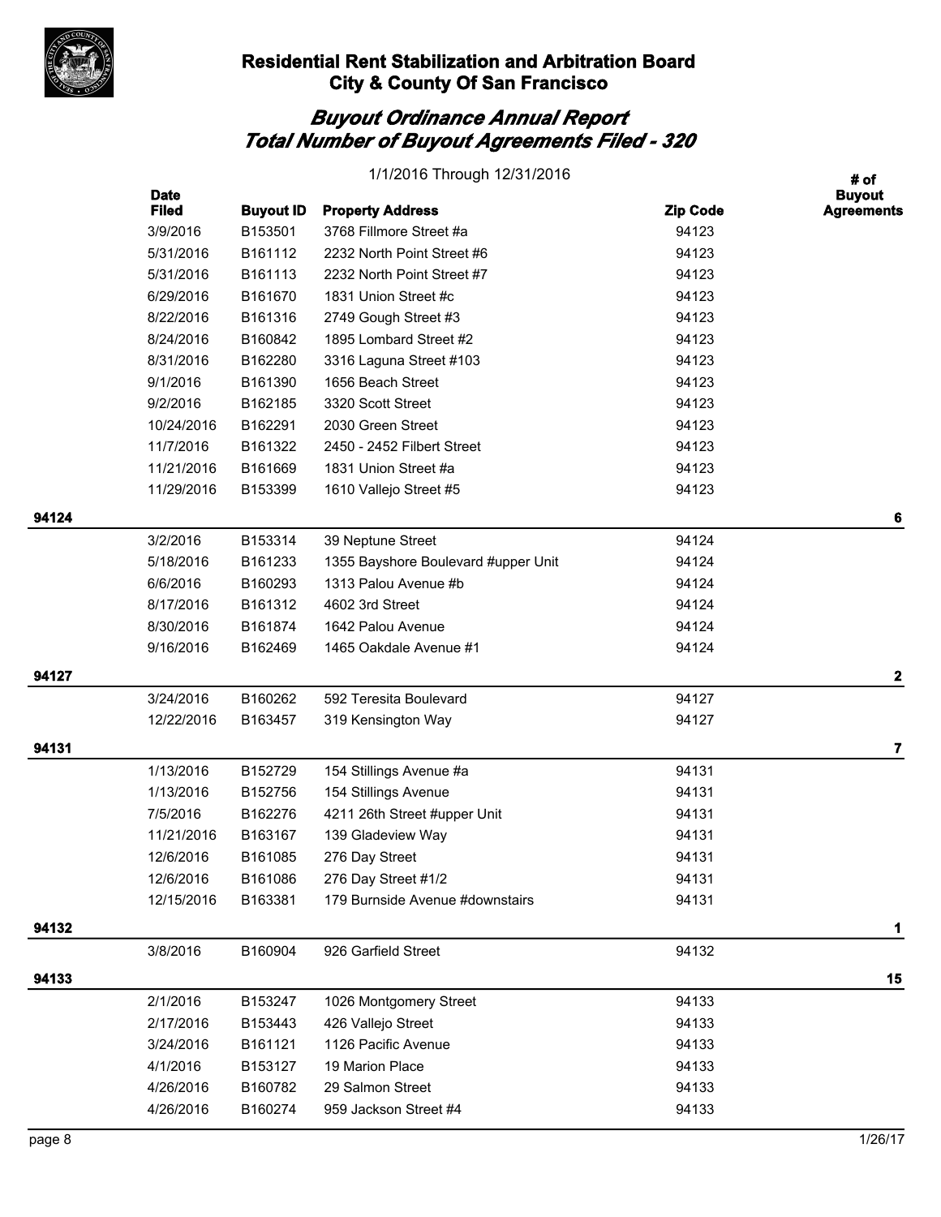# Residential Rent Stabilization and Arbitration Board
## City & County Of San Francisco

## *Buyout Ordinance Annual Report*
## *Total Number of Buyout Agreements Filed - 320*

1/1/2016 Through 12/31/2016

| | Date Filed | Buyout ID | Property Address | Zip Code | # of Buyout Agreements |
|---|---|---|---|---|---|
| | 3/9/2016 | B153501 | 3768 Fillmore Street #a | 94123 | |
| | 5/31/2016 | B161112 | 2232 North Point Street #6 | 94123 | |
| | 5/31/2016 | B161113 | 2232 North Point Street #7 | 94123 | |
| | 6/29/2016 | B161670 | 1831 Union Street #c | 94123 | |
| | 8/22/2016 | B161316 | 2749 Gough Street #3 | 94123 | |
| | 8/24/2016 | B160842 | 1895 Lombard Street #2 | 94123 | |
| | 8/31/2016 | B162280 | 3316 Laguna Street #103 | 94123 | |
| | 9/1/2016 | B161390 | 1656 Beach Street | 94123 | |
| | 9/2/2016 | B162185 | 3320 Scott Street | 94123 | |
| | 10/24/2016 | B162291 | 2030 Green Street | 94123 | |
| | 11/7/2016 | B161322 | 2450 - 2452 Filbert Street | 94123 | |
| | 11/21/2016 | B161669 | 1831 Union Street #a | 94123 | |
| | 11/29/2016 | B153399 | 1610 Vallejo Street #5 | 94123 | |
| **94124** | | | | | **6** |
| | 3/2/2016 | B153314 | 39 Neptune Street | 94124 | |
| | 5/18/2016 | B161233 | 1355 Bayshore Boulevard #upper Unit | 94124 | |
| | 6/6/2016 | B160293 | 1313 Palou Avenue #b | 94124 | |
| | 8/17/2016 | B161312 | 4602 3rd Street | 94124 | |
| | 8/30/2016 | B161874 | 1642 Palou Avenue | 94124 | |
| | 9/16/2016 | B162469 | 1465 Oakdale Avenue #1 | 94124 | |
| **94127** | | | | | **2** |
| | 3/24/2016 | B160262 | 592 Teresita Boulevard | 94127 | |
| | 12/22/2016 | B163457 | 319 Kensington Way | 94127 | |
| **94131** | | | | | **7** |
| | 1/13/2016 | B152729 | 154 Stillings Avenue #a | 94131 | |
| | 1/13/2016 | B152756 | 154 Stillings Avenue | 94131 | |
| | 7/5/2016 | B162276 | 4211 26th Street #upper Unit | 94131 | |
| | 11/21/2016 | B163167 | 139 Gladeview Way | 94131 | |
| | 12/6/2016 | B161085 | 276 Day Street | 94131 | |
| | 12/6/2016 | B161086 | 276 Day Street #1/2 | 94131 | |
| | 12/15/2016 | B163381 | 179 Burnside Avenue #downstairs | 94131 | |
| **94132** | | | | | **1** |
| | 3/8/2016 | B160904 | 926 Garfield Street | 94132 | |
| **94133** | | | | | **15** |
| | 2/1/2016 | B153247 | 1026 Montgomery Street | 94133 | |
| | 2/17/2016 | B153443 | 426 Vallejo Street | 94133 | |
| | 3/24/2016 | B161121 | 1126 Pacific Avenue | 94133 | |
| | 4/1/2016 | B153127 | 19 Marion Place | 94133 | |
| | 4/26/2016 | B160782 | 29 Salmon Street | 94133 | |
| | 4/26/2016 | B160274 | 959 Jackson Street #4 | 94133 | |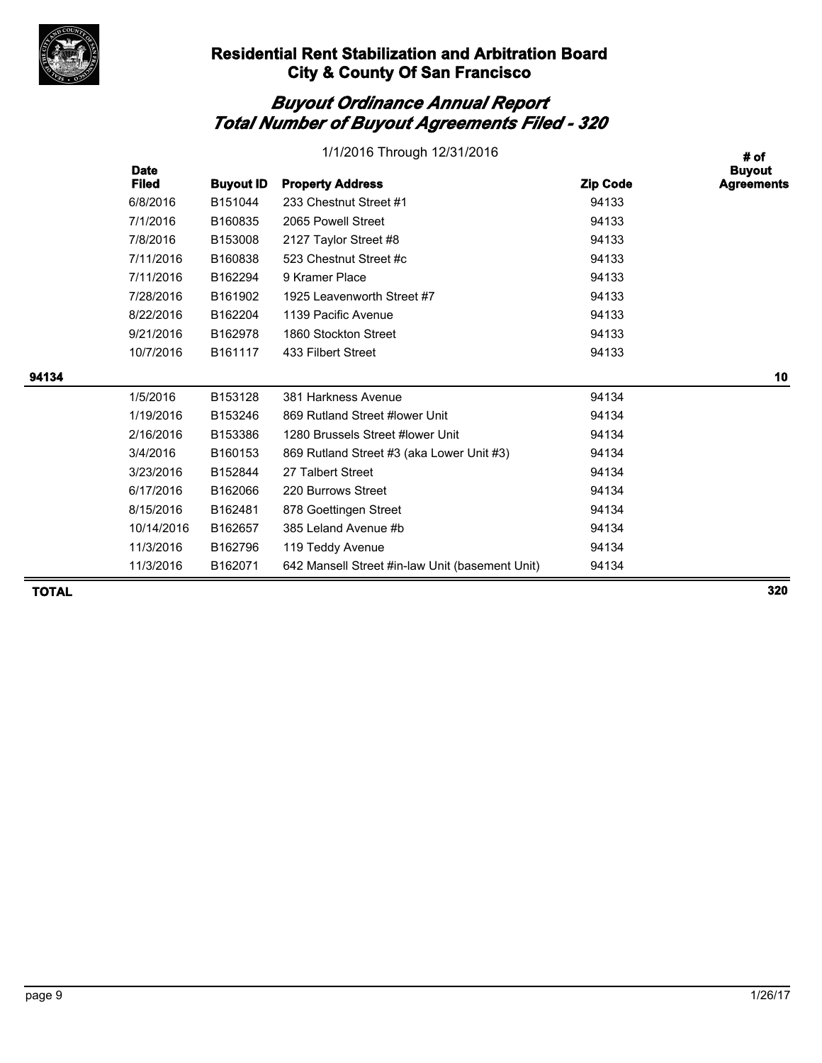# Residential Rent Stabilization and Arbitration Board
## City & County Of San Francisco

## *Buyout Ordinance Annual Report*
## *Total Number of Buyout Agreements Filed - 320*

1/1/2016 Through 12/31/2016

| | Date Filed | Buyout ID | Property Address | Zip Code | # of Buyout Agreements |
|---|---|---|---|---|---|
| | 6/8/2016 | B151044 | 233 Chestnut Street #1 | 94133 | |
| | 7/1/2016 | B160835 | 2065 Powell Street | 94133 | |
| | 7/8/2016 | B153008 | 2127 Taylor Street #8 | 94133 | |
| | 7/11/2016 | B160838 | 523 Chestnut Street #c | 94133 | |
| | 7/11/2016 | B162294 | 9 Kramer Place | 94133 | |
| | 7/28/2016 | B161902 | 1925 Leavenworth Street #7 | 94133 | |
| | 8/22/2016 | B162204 | 1139 Pacific Avenue | 94133 | |
| | 9/21/2016 | B162978 | 1860 Stockton Street | 94133 | |
| | 10/7/2016 | B161117 | 433 Filbert Street | 94133 | |
| **94134** | | | | | **10** |
| | 1/5/2016 | B153128 | 381 Harkness Avenue | 94134 | |
| | 1/19/2016 | B153246 | 869 Rutland Street #lower Unit | 94134 | |
| | 2/16/2016 | B153386 | 1280 Brussels Street #lower Unit | 94134 | |
| | 3/4/2016 | B160153 | 869 Rutland Street #3 (aka Lower Unit #3) | 94134 | |
| | 3/23/2016 | B152844 | 27 Talbert Street | 94134 | |
| | 6/17/2016 | B162066 | 220 Burrows Street | 94134 | |
| | 8/15/2016 | B162481 | 878 Goettingen Street | 94134 | |
| | 10/14/2016 | B162657 | 385 Leland Avenue #b | 94134 | |
| | 11/3/2016 | B162796 | 119 Teddy Avenue | 94134 | |
| | 11/3/2016 | B162071 | 642 Mansell Street #in-law Unit (basement Unit) | 94134 | |
| **TOTAL** | | | | | **320** |